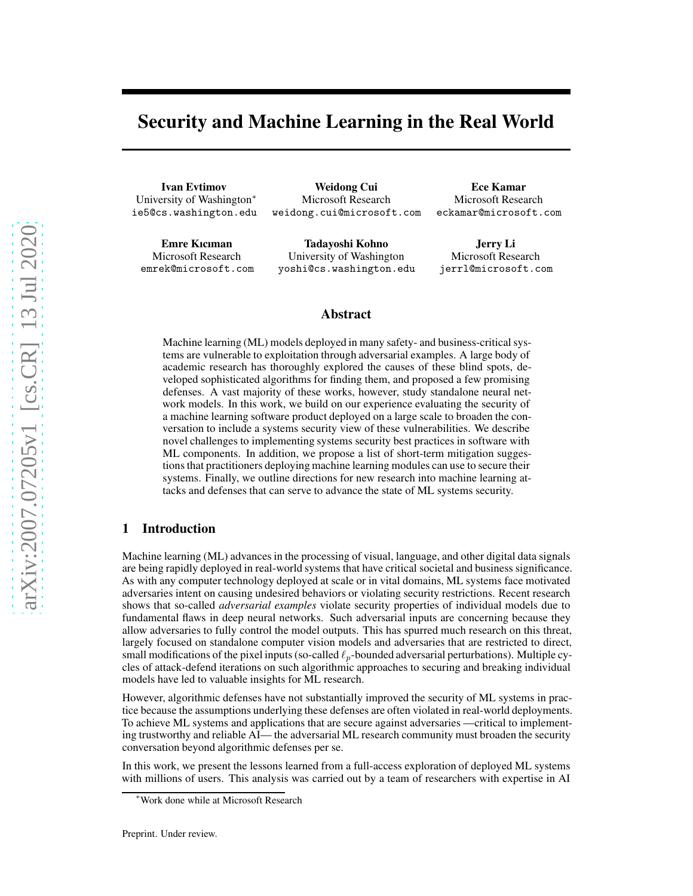# Security and Machine Learning in the Real World

**Ivan Evtimov**
University of Washington[*]
ie5@cs.washington.edu

**Weidong Cui**
Microsoft Research
weidong.cui@microsoft.com

**Ece Kamar**
Microsoft Research
eckamar@microsoft.com

**Emre Kıcıman**
Microsoft Research
emrek@microsoft.com

**Tadayoshi Kohno**
University of Washington
yoshi@cs.washington.edu

**Jerry Li**
Microsoft Research
jerrl@microsoft.com

## Abstract

Machine learning (ML) models deployed in many safety- and business-critical systems are vulnerable to exploitation through adversarial examples. A large body of academic research has thoroughly explored the causes of these blind spots, developed sophisticated algorithms for finding them, and proposed a few promising defenses. A vast majority of these works, however, study standalone neural network models. In this work, we build on our experience evaluating the security of a machine learning software product deployed on a large scale to broaden the conversation to include a systems security view of these vulnerabilities. We describe novel challenges to implementing systems security best practices in software with ML components. In addition, we propose a list of short-term mitigation suggestions that practitioners deploying machine learning modules can use to secure their systems. Finally, we outline directions for new research into machine learning attacks and defenses that can serve to advance the state of ML systems security.

## 1 Introduction

Machine learning (ML) advances in the processing of visual, language, and other digital data signals are being rapidly deployed in real-world systems that have critical societal and business significance. As with any computer technology deployed at scale or in vital domains, ML systems face motivated adversaries intent on causing undesired behaviors or violating security restrictions. Recent research shows that so-called *adversarial examples* violate security properties of individual models due to fundamental flaws in deep neural networks. Such adversarial inputs are concerning because they allow adversaries to fully control the model outputs. This has spurred much research on this threat, largely focused on standalone computer vision models and adversaries that are restricted to direct, small modifications of the pixel inputs (so-called $\ell_p$-bounded adversarial perturbations). Multiple cycles of attack-defend iterations on such algorithmic approaches to securing and breaking individual models have led to valuable insights for ML research.

However, algorithmic defenses have not substantially improved the security of ML systems in practice because the assumptions underlying these defenses are often violated in real-world deployments. To achieve ML systems and applications that are secure against adversaries —critical to implementing trustworthy and reliable AI— the adversarial ML research community must broaden the security conversation beyond algorithmic defenses per se.

In this work, we present the lessons learned from a full-access exploration of deployed ML systems with millions of users. This analysis was carried out by a team of researchers with expertise in AI

[*]Work done while at Microsoft Research

Preprint. Under review.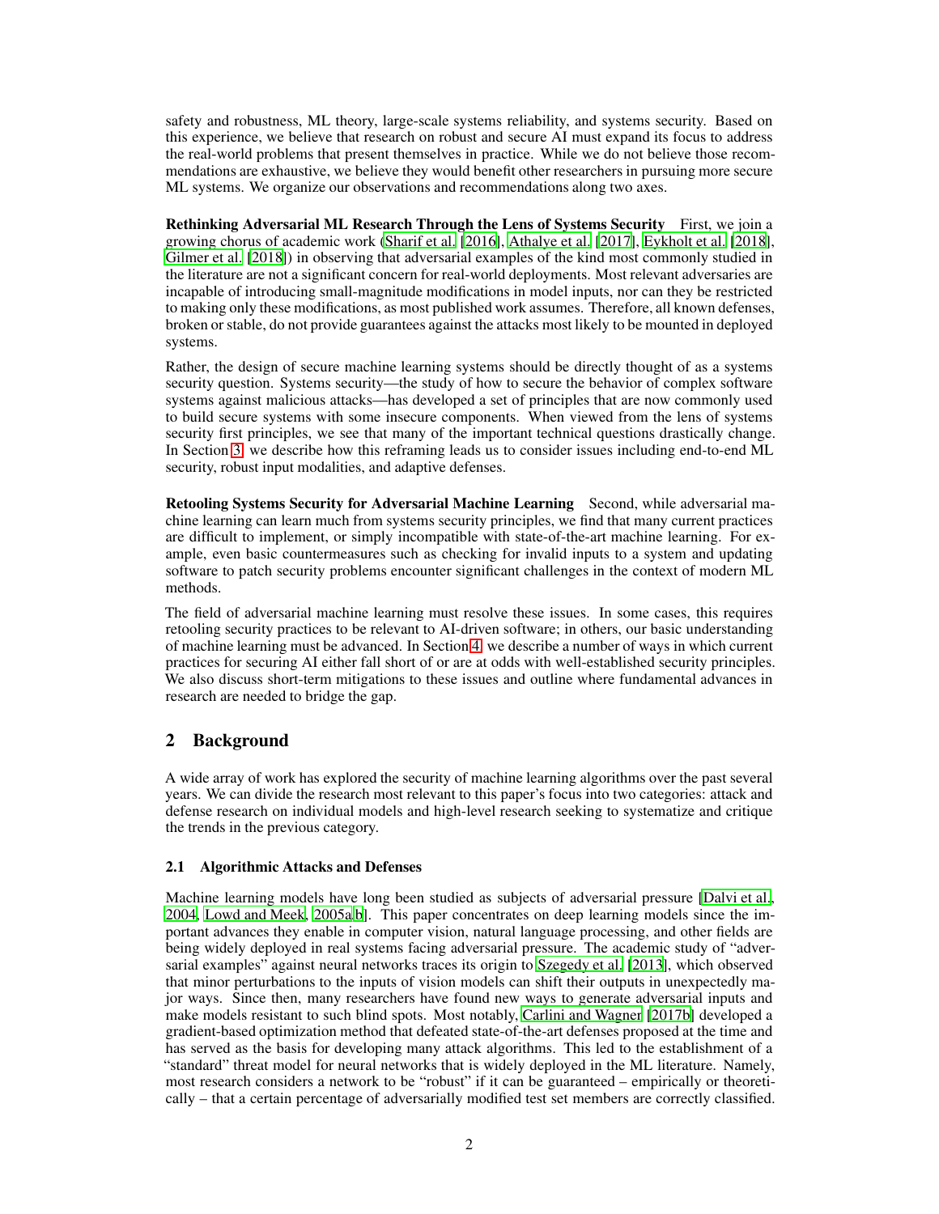safety and robustness, ML theory, large-scale systems reliability, and systems security. Based on this experience, we believe that research on robust and secure AI must expand its focus to address the real-world problems that present themselves in practice. While we do not believe those recommendations are exhaustive, we believe they would benefit other researchers in pursuing more secure ML systems. We organize our observations and recommendations along two axes.

**Rethinking Adversarial ML Research Through the Lens of Systems Security** First, we join a growing chorus of academic work (Sharif et al. [2016], Athalye et al. [2017], Eykholt et al. [2018], Gilmer et al. [2018]) in observing that adversarial examples of the kind most commonly studied in the literature are not a significant concern for real-world deployments. Most relevant adversaries are incapable of introducing small-magnitude modifications in model inputs, nor can they be restricted to making only these modifications, as most published work assumes. Therefore, all known defenses, broken or stable, do not provide guarantees against the attacks most likely to be mounted in deployed systems.

Rather, the design of secure machine learning systems should be directly thought of as a systems security question. Systems security—the study of how to secure the behavior of complex software systems against malicious attacks—has developed a set of principles that are now commonly used to build secure systems with some insecure components. When viewed from the lens of systems security first principles, we see that many of the important technical questions drastically change. In Section 3, we describe how this reframing leads us to consider issues including end-to-end ML security, robust input modalities, and adaptive defenses.

**Retooling Systems Security for Adversarial Machine Learning** Second, while adversarial machine learning can learn much from systems security principles, we find that many current practices are difficult to implement, or simply incompatible with state-of-the-art machine learning. For example, even basic countermeasures such as checking for invalid inputs to a system and updating software to patch security problems encounter significant challenges in the context of modern ML methods.

The field of adversarial machine learning must resolve these issues. In some cases, this requires retooling security practices to be relevant to AI-driven software; in others, our basic understanding of machine learning must be advanced. In Section 4, we describe a number of ways in which current practices for securing AI either fall short of or are at odds with well-established security principles. We also discuss short-term mitigations to these issues and outline where fundamental advances in research are needed to bridge the gap.

## 2 Background

A wide array of work has explored the security of machine learning algorithms over the past several years. We can divide the research most relevant to this paper's focus into two categories: attack and defense research on individual models and high-level research seeking to systematize and critique the trends in the previous category.

### 2.1 Algorithmic Attacks and Defenses

Machine learning models have long been studied as subjects of adversarial pressure [Dalvi et al., 2004, Lowd and Meek, 2005a,b]. This paper concentrates on deep learning models since the important advances they enable in computer vision, natural language processing, and other fields are being widely deployed in real systems facing adversarial pressure. The academic study of "adversarial examples" against neural networks traces its origin to Szegedy et al. [2013], which observed that minor perturbations to the inputs of vision models can shift their outputs in unexpectedly major ways. Since then, many researchers have found new ways to generate adversarial inputs and make models resistant to such blind spots. Most notably, Carlini and Wagner [2017b] developed a gradient-based optimization method that defeated state-of-the-art defenses proposed at the time and has served as the basis for developing many attack algorithms. This led to the establishment of a "standard" threat model for neural networks that is widely deployed in the ML literature. Namely, most research considers a network to be "robust" if it can be guaranteed – empirically or theoretically – that a certain percentage of adversarially modified test set members are correctly classified.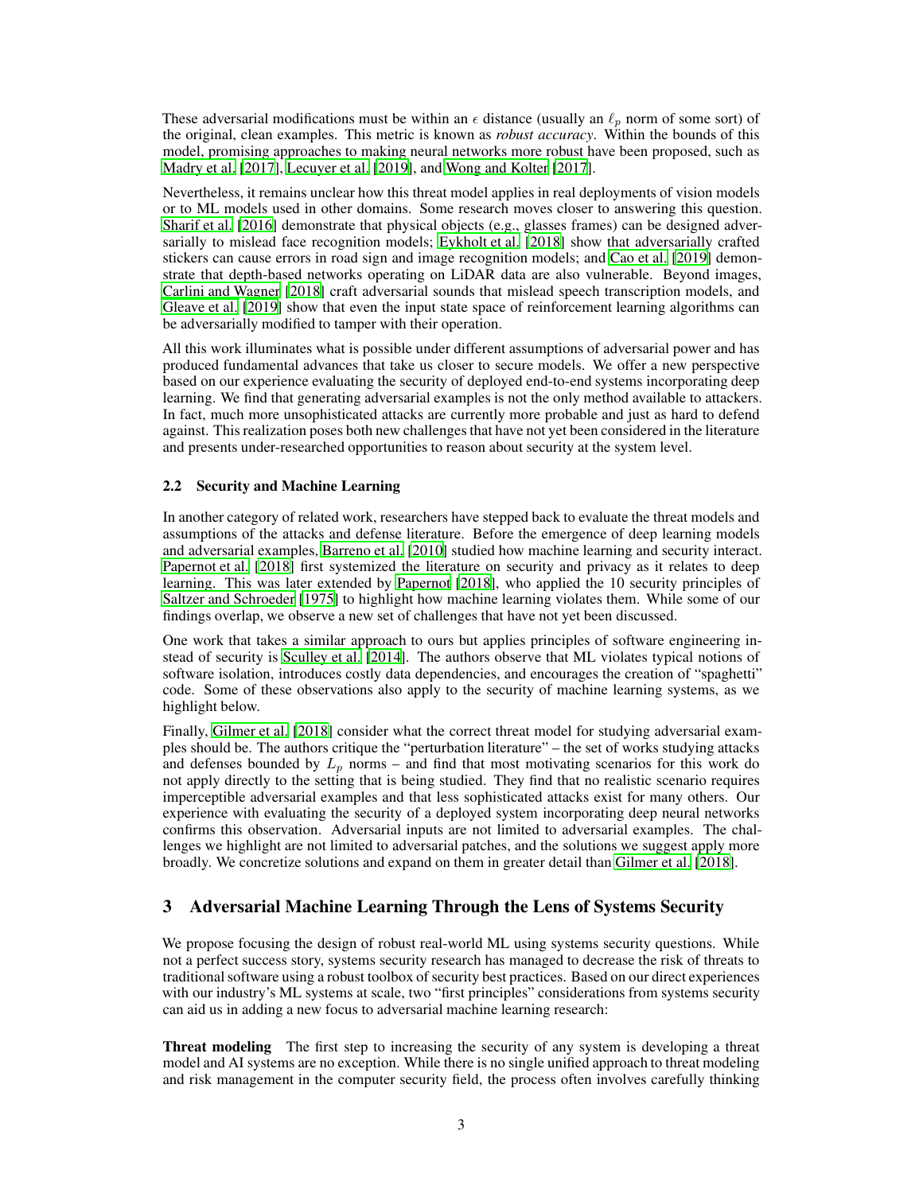These adversarial modifications must be within an $\epsilon$ distance (usually an $\ell_p$ norm of some sort) of the original, clean examples. This metric is known as *robust accuracy*. Within the bounds of this model, promising approaches to making neural networks more robust have been proposed, such as Madry et al. [2017], Lecuyer et al. [2019], and Wong and Kolter [2017].

Nevertheless, it remains unclear how this threat model applies in real deployments of vision models or to ML models used in other domains. Some research moves closer to answering this question. Sharif et al. [2016] demonstrate that physical objects (e.g., glasses frames) can be designed adversarially to mislead face recognition models; Eykholt et al. [2018] show that adversarially crafted stickers can cause errors in road sign and image recognition models; and Cao et al. [2019] demonstrate that depth-based networks operating on LiDAR data are also vulnerable. Beyond images, Carlini and Wagner [2018] craft adversarial sounds that mislead speech transcription models, and Gleave et al. [2019] show that even the input state space of reinforcement learning algorithms can be adversarially modified to tamper with their operation.

All this work illuminates what is possible under different assumptions of adversarial power and has produced fundamental advances that take us closer to secure models. We offer a new perspective based on our experience evaluating the security of deployed end-to-end systems incorporating deep learning. We find that generating adversarial examples is not the only method available to attackers. In fact, much more unsophisticated attacks are currently more probable and just as hard to defend against. This realization poses both new challenges that have not yet been considered in the literature and presents under-researched opportunities to reason about security at the system level.

### 2.2 Security and Machine Learning

In another category of related work, researchers have stepped back to evaluate the threat models and assumptions of the attacks and defense literature. Before the emergence of deep learning models and adversarial examples, Barreno et al. [2010] studied how machine learning and security interact. Papernot et al. [2018] first systemized the literature on security and privacy as it relates to deep learning. This was later extended by Papernot [2018], who applied the 10 security principles of Saltzer and Schroeder [1975] to highlight how machine learning violates them. While some of our findings overlap, we observe a new set of challenges that have not yet been discussed.

One work that takes a similar approach to ours but applies principles of software engineering instead of security is Sculley et al. [2014]. The authors observe that ML violates typical notions of software isolation, introduces costly data dependencies, and encourages the creation of "spaghetti" code. Some of these observations also apply to the security of machine learning systems, as we highlight below.

Finally, Gilmer et al. [2018] consider what the correct threat model for studying adversarial examples should be. The authors critique the "perturbation literature" – the set of works studying attacks and defenses bounded by $L_p$ norms – and find that most motivating scenarios for this work do not apply directly to the setting that is being studied. They find that no realistic scenario requires imperceptible adversarial examples and that less sophisticated attacks exist for many others. Our experience with evaluating the security of a deployed system incorporating deep neural networks confirms this observation. Adversarial inputs are not limited to adversarial examples. The challenges we highlight are not limited to adversarial patches, and the solutions we suggest apply more broadly. We concretize solutions and expand on them in greater detail than Gilmer et al. [2018].

## 3 Adversarial Machine Learning Through the Lens of Systems Security

We propose focusing the design of robust real-world ML using systems security questions. While not a perfect success story, systems security research has managed to decrease the risk of threats to traditional software using a robust toolbox of security best practices. Based on our direct experiences with our industry's ML systems at scale, two "first principles" considerations from systems security can aid us in adding a new focus to adversarial machine learning research:

**Threat modeling** The first step to increasing the security of any system is developing a threat model and AI systems are no exception. While there is no single unified approach to threat modeling and risk management in the computer security field, the process often involves carefully thinking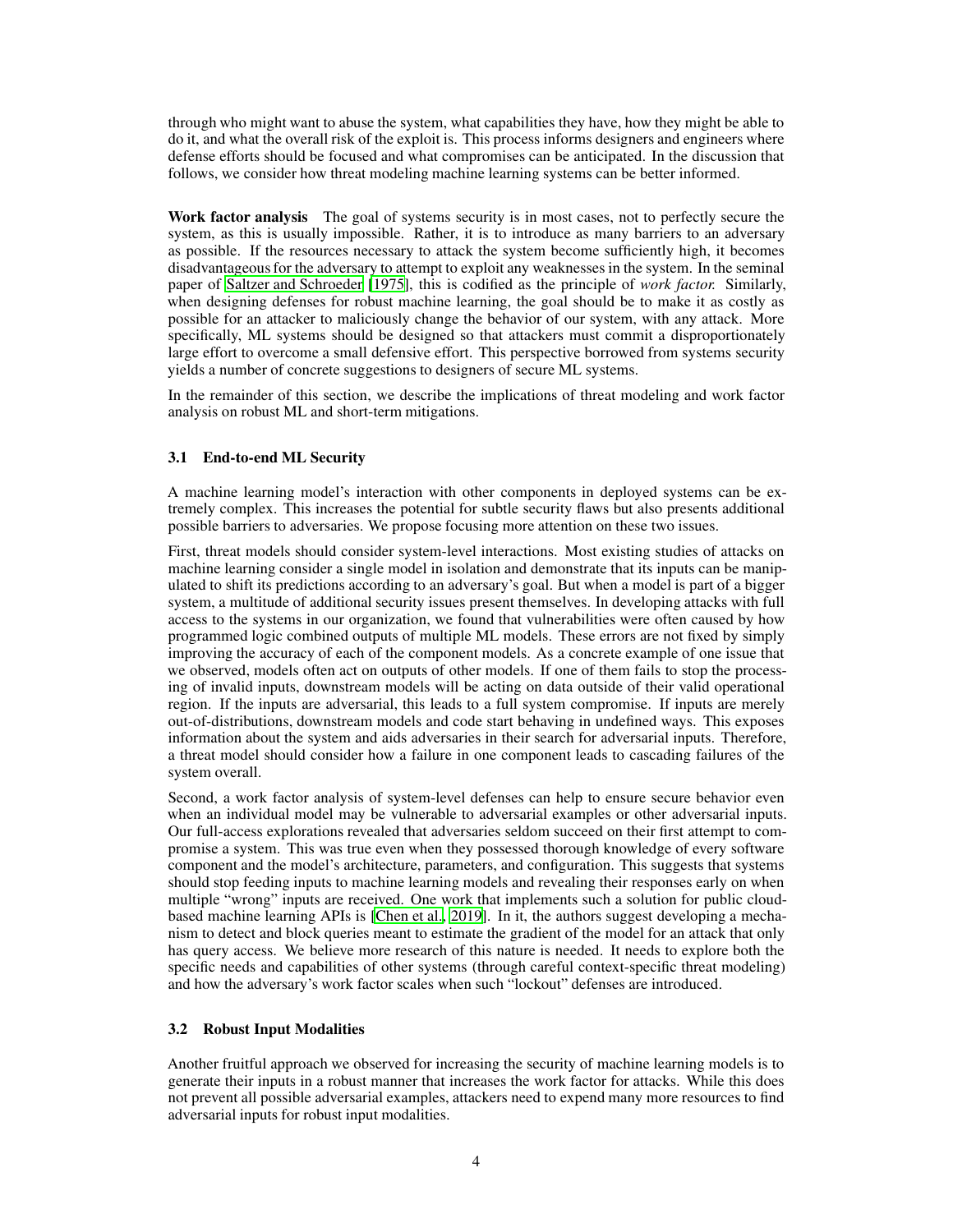through who might want to abuse the system, what capabilities they have, how they might be able to do it, and what the overall risk of the exploit is. This process informs designers and engineers where defense efforts should be focused and what compromises can be anticipated. In the discussion that follows, we consider how threat modeling machine learning systems can be better informed.

**Work factor analysis** The goal of systems security is in most cases, not to perfectly secure the system, as this is usually impossible. Rather, it is to introduce as many barriers to an adversary as possible. If the resources necessary to attack the system become sufficiently high, it becomes disadvantageous for the adversary to attempt to exploit any weaknesses in the system. In the seminal paper of Saltzer and Schroeder [1975], this is codified as the principle of *work factor*. Similarly, when designing defenses for robust machine learning, the goal should be to make it as costly as possible for an attacker to maliciously change the behavior of our system, with any attack. More specifically, ML systems should be designed so that attackers must commit a disproportionately large effort to overcome a small defensive effort. This perspective borrowed from systems security yields a number of concrete suggestions to designers of secure ML systems.

In the remainder of this section, we describe the implications of threat modeling and work factor analysis on robust ML and short-term mitigations.

### 3.1 End-to-end ML Security

A machine learning model's interaction with other components in deployed systems can be extremely complex. This increases the potential for subtle security flaws but also presents additional possible barriers to adversaries. We propose focusing more attention on these two issues.

First, threat models should consider system-level interactions. Most existing studies of attacks on machine learning consider a single model in isolation and demonstrate that its inputs can be manipulated to shift its predictions according to an adversary's goal. But when a model is part of a bigger system, a multitude of additional security issues present themselves. In developing attacks with full access to the systems in our organization, we found that vulnerabilities were often caused by how programmed logic combined outputs of multiple ML models. These errors are not fixed by simply improving the accuracy of each of the component models. As a concrete example of one issue that we observed, models often act on outputs of other models. If one of them fails to stop the processing of invalid inputs, downstream models will be acting on data outside of their valid operational region. If the inputs are adversarial, this leads to a full system compromise. If inputs are merely out-of-distributions, downstream models and code start behaving in undefined ways. This exposes information about the system and aids adversaries in their search for adversarial inputs. Therefore, a threat model should consider how a failure in one component leads to cascading failures of the system overall.

Second, a work factor analysis of system-level defenses can help to ensure secure behavior even when an individual model may be vulnerable to adversarial examples or other adversarial inputs. Our full-access explorations revealed that adversaries seldom succeed on their first attempt to compromise a system. This was true even when they possessed thorough knowledge of every software component and the model's architecture, parameters, and configuration. This suggests that systems should stop feeding inputs to machine learning models and revealing their responses early on when multiple "wrong" inputs are received. One work that implements such a solution for public cloud-based machine learning APIs is [Chen et al., 2019]. In it, the authors suggest developing a mechanism to detect and block queries meant to estimate the gradient of the model for an attack that only has query access. We believe more research of this nature is needed. It needs to explore both the specific needs and capabilities of other systems (through careful context-specific threat modeling) and how the adversary's work factor scales when such "lockout" defenses are introduced.

### 3.2 Robust Input Modalities

Another fruitful approach we observed for increasing the security of machine learning models is to generate their inputs in a robust manner that increases the work factor for attacks. While this does not prevent all possible adversarial examples, attackers need to expend many more resources to find adversarial inputs for robust input modalities.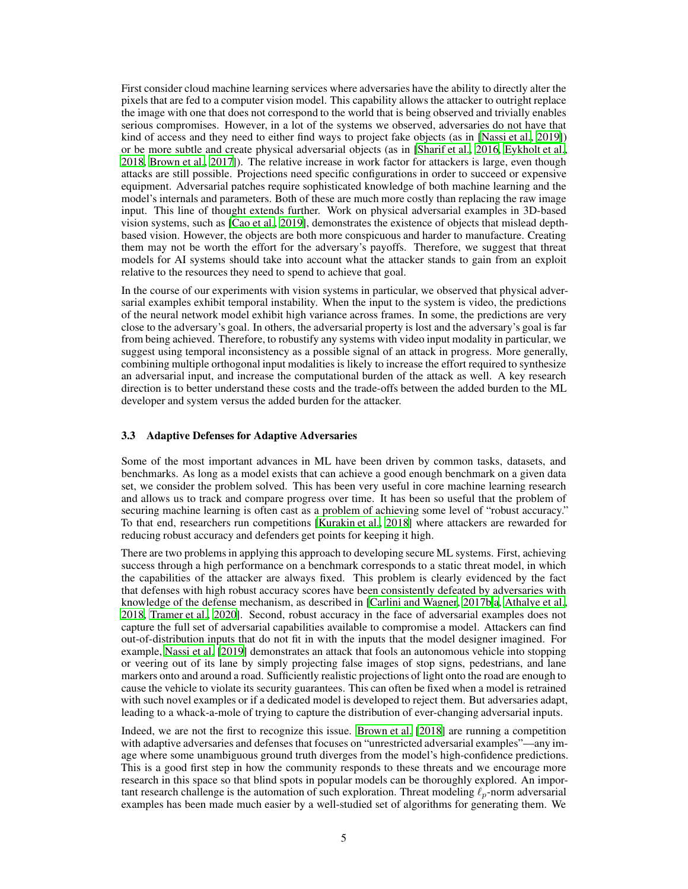First consider cloud machine learning services where adversaries have the ability to directly alter the pixels that are fed to a computer vision model. This capability allows the attacker to outright replace the image with one that does not correspond to the world that is being observed and trivially enables serious compromises. However, in a lot of the systems we observed, adversaries do not have that kind of access and they need to either find ways to project fake objects (as in [Nassi et al., 2019]) or be more subtle and create physical adversarial objects (as in [Sharif et al., 2016, Eykholt et al., 2018, Brown et al., 2017]). The relative increase in work factor for attackers is large, even though attacks are still possible. Projections need specific configurations in order to succeed or expensive equipment. Adversarial patches require sophisticated knowledge of both machine learning and the model's internals and parameters. Both of these are much more costly than replacing the raw image input. This line of thought extends further. Work on physical adversarial examples in 3D-based vision systems, such as [Cao et al., 2019], demonstrates the existence of objects that mislead depth-based vision. However, the objects are both more conspicuous and harder to manufacture. Creating them may not be worth the effort for the adversary's payoffs. Therefore, we suggest that threat models for AI systems should take into account what the attacker stands to gain from an exploit relative to the resources they need to spend to achieve that goal.

In the course of our experiments with vision systems in particular, we observed that physical adversarial examples exhibit temporal instability. When the input to the system is video, the predictions of the neural network model exhibit high variance across frames. In some, the predictions are very close to the adversary's goal. In others, the adversarial property is lost and the adversary's goal is far from being achieved. Therefore, to robustify any systems with video input modality in particular, we suggest using temporal inconsistency as a possible signal of an attack in progress. More generally, combining multiple orthogonal input modalities is likely to increase the effort required to synthesize an adversarial input, and increase the computational burden of the attack as well. A key research direction is to better understand these costs and the trade-offs between the added burden to the ML developer and system versus the added burden for the attacker.

### 3.3 Adaptive Defenses for Adaptive Adversaries

Some of the most important advances in ML have been driven by common tasks, datasets, and benchmarks. As long as a model exists that can achieve a good enough benchmark on a given data set, we consider the problem solved. This has been very useful in core machine learning research and allows us to track and compare progress over time. It has been so useful that the problem of securing machine learning is often cast as a problem of achieving some level of "robust accuracy." To that end, researchers run competitions [Kurakin et al., 2018] where attackers are rewarded for reducing robust accuracy and defenders get points for keeping it high.

There are two problems in applying this approach to developing secure ML systems. First, achieving success through a high performance on a benchmark corresponds to a static threat model, in which the capabilities of the attacker are always fixed. This problem is clearly evidenced by the fact that defenses with high robust accuracy scores have been consistently defeated by adversaries with knowledge of the defense mechanism, as described in [Carlini and Wagner, 2017b,a, Athalye et al., 2018, Tramer et al., 2020]. Second, robust accuracy in the face of adversarial examples does not capture the full set of adversarial capabilities available to compromise a model. Attackers can find out-of-distribution inputs that do not fit in with the inputs that the model designer imagined. For example, Nassi et al. [2019] demonstrates an attack that fools an autonomous vehicle into stopping or veering out of its lane by simply projecting false images of stop signs, pedestrians, and lane markers onto and around a road. Sufficiently realistic projections of light onto the road are enough to cause the vehicle to violate its security guarantees. This can often be fixed when a model is retrained with such novel examples or if a dedicated model is developed to reject them. But adversaries adapt, leading to a whack-a-mole of trying to capture the distribution of ever-changing adversarial inputs.

Indeed, we are not the first to recognize this issue. Brown et al. [2018] are running a competition with adaptive adversaries and defenses that focuses on "unrestricted adversarial examples"—any image where some unambiguous ground truth diverges from the model's high-confidence predictions. This is a good first step in how the community responds to these threats and we encourage more research in this space so that blind spots in popular models can be thoroughly explored. An important research challenge is the automation of such exploration. Threat modeling $\ell_p$-norm adversarial examples has been made much easier by a well-studied set of algorithms for generating them. We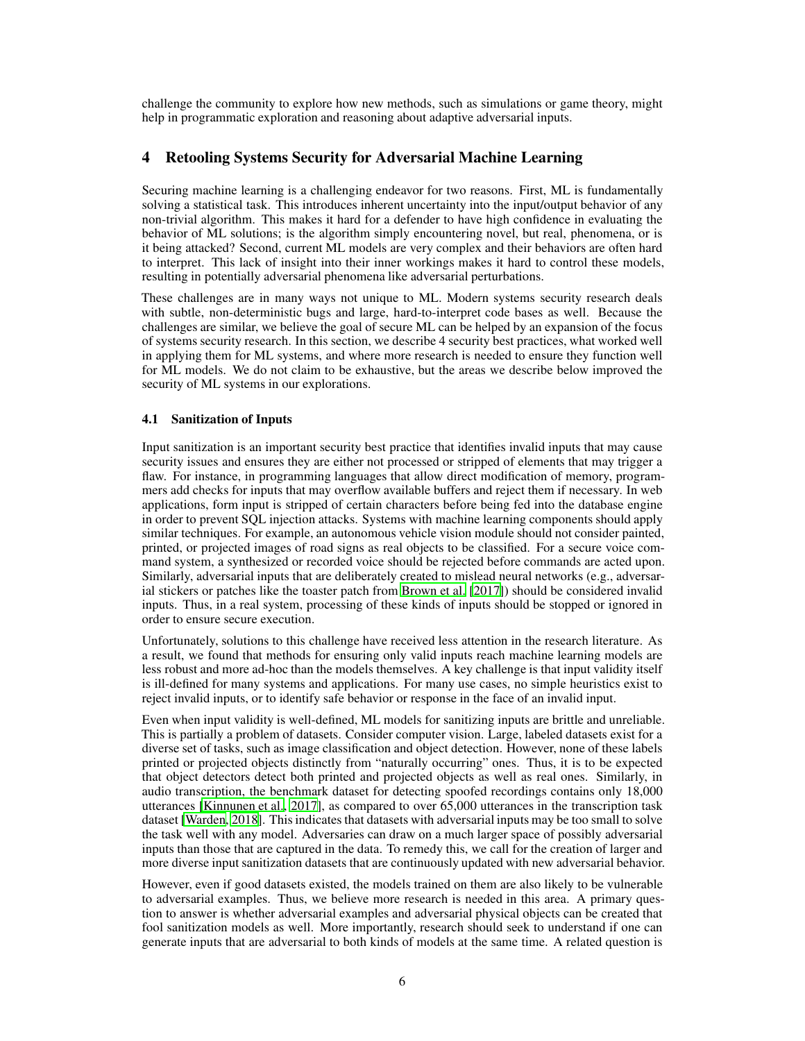challenge the community to explore how new methods, such as simulations or game theory, might help in programmatic exploration and reasoning about adaptive adversarial inputs.

## 4 Retooling Systems Security for Adversarial Machine Learning

Securing machine learning is a challenging endeavor for two reasons. First, ML is fundamentally solving a statistical task. This introduces inherent uncertainty into the input/output behavior of any non-trivial algorithm. This makes it hard for a defender to have high confidence in evaluating the behavior of ML solutions; is the algorithm simply encountering novel, but real, phenomena, or is it being attacked? Second, current ML models are very complex and their behaviors are often hard to interpret. This lack of insight into their inner workings makes it hard to control these models, resulting in potentially adversarial phenomena like adversarial perturbations.

These challenges are in many ways not unique to ML. Modern systems security research deals with subtle, non-deterministic bugs and large, hard-to-interpret code bases as well. Because the challenges are similar, we believe the goal of secure ML can be helped by an expansion of the focus of systems security research. In this section, we describe 4 security best practices, what worked well in applying them for ML systems, and where more research is needed to ensure they function well for ML models. We do not claim to be exhaustive, but the areas we describe below improved the security of ML systems in our explorations.

### 4.1 Sanitization of Inputs

Input sanitization is an important security best practice that identifies invalid inputs that may cause security issues and ensures they are either not processed or stripped of elements that may trigger a flaw. For instance, in programming languages that allow direct modification of memory, programmers add checks for inputs that may overflow available buffers and reject them if necessary. In web applications, form input is stripped of certain characters before being fed into the database engine in order to prevent SQL injection attacks. Systems with machine learning components should apply similar techniques. For example, an autonomous vehicle vision module should not consider painted, printed, or projected images of road signs as real objects to be classified. For a secure voice command system, a synthesized or recorded voice should be rejected before commands are acted upon. Similarly, adversarial inputs that are deliberately created to mislead neural networks (e.g., adversarial stickers or patches like the toaster patch from Brown et al. [2017]) should be considered invalid inputs. Thus, in a real system, processing of these kinds of inputs should be stopped or ignored in order to ensure secure execution.

Unfortunately, solutions to this challenge have received less attention in the research literature. As a result, we found that methods for ensuring only valid inputs reach machine learning models are less robust and more ad-hoc than the models themselves. A key challenge is that input validity itself is ill-defined for many systems and applications. For many use cases, no simple heuristics exist to reject invalid inputs, or to identify safe behavior or response in the face of an invalid input.

Even when input validity is well-defined, ML models for sanitizing inputs are brittle and unreliable. This is partially a problem of datasets. Consider computer vision. Large, labeled datasets exist for a diverse set of tasks, such as image classification and object detection. However, none of these labels printed or projected objects distinctly from "naturally occurring" ones. Thus, it is to be expected that object detectors detect both printed and projected objects as well as real ones. Similarly, in audio transcription, the benchmark dataset for detecting spoofed recordings contains only 18,000 utterances [Kinnunen et al., 2017], as compared to over 65,000 utterances in the transcription task dataset [Warden, 2018]. This indicates that datasets with adversarial inputs may be too small to solve the task well with any model. Adversaries can draw on a much larger space of possibly adversarial inputs than those that are captured in the data. To remedy this, we call for the creation of larger and more diverse input sanitization datasets that are continuously updated with new adversarial behavior.

However, even if good datasets existed, the models trained on them are also likely to be vulnerable to adversarial examples. Thus, we believe more research is needed in this area. A primary question to answer is whether adversarial examples and adversarial physical objects can be created that fool sanitization models as well. More importantly, research should seek to understand if one can generate inputs that are adversarial to both kinds of models at the same time. A related question is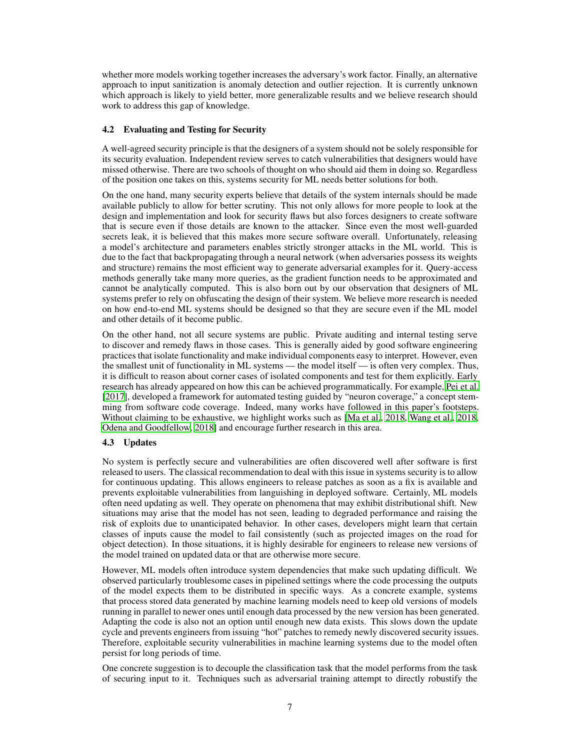whether more models working together increases the adversary's work factor. Finally, an alternative approach to input sanitization is anomaly detection and outlier rejection. It is currently unknown which approach is likely to yield better, more generalizable results and we believe research should work to address this gap of knowledge.

### 4.2 Evaluating and Testing for Security

A well-agreed security principle is that the designers of a system should not be solely responsible for its security evaluation. Independent review serves to catch vulnerabilities that designers would have missed otherwise. There are two schools of thought on who should aid them in doing so. Regardless of the position one takes on this, systems security for ML needs better solutions for both.

On the one hand, many security experts believe that details of the system internals should be made available publicly to allow for better scrutiny. This not only allows for more people to look at the design and implementation and look for security flaws but also forces designers to create software that is secure even if those details are known to the attacker. Since even the most well-guarded secrets leak, it is believed that this makes more secure software overall. Unfortunately, releasing a model's architecture and parameters enables strictly stronger attacks in the ML world. This is due to the fact that backpropagating through a neural network (when adversaries possess its weights and structure) remains the most efficient way to generate adversarial examples for it. Query-access methods generally take many more queries, as the gradient function needs to be approximated and cannot be analytically computed. This is also born out by our observation that designers of ML systems prefer to rely on obfuscating the design of their system. We believe more research is needed on how end-to-end ML systems should be designed so that they are secure even if the ML model and other details of it become public.

On the other hand, not all secure systems are public. Private auditing and internal testing serve to discover and remedy flaws in those cases. This is generally aided by good software engineering practices that isolate functionality and make individual components easy to interpret. However, even the smallest unit of functionality in ML systems — the model itself — is often very complex. Thus, it is difficult to reason about corner cases of isolated components and test for them explicitly. Early research has already appeared on how this can be achieved programmatically. For example, Pei et al. [2017], developed a framework for automated testing guided by "neuron coverage," a concept stemming from software code coverage. Indeed, many works have followed in this paper's footsteps. Without claiming to be exhaustive, we highlight works such as [Ma et al., 2018, Wang et al., 2018, Odena and Goodfellow, 2018] and encourage further research in this area.

### 4.3 Updates

No system is perfectly secure and vulnerabilities are often discovered well after software is first released to users. The classical recommendation to deal with this issue in systems security is to allow for continuous updating. This allows engineers to release patches as soon as a fix is available and prevents exploitable vulnerabilities from languishing in deployed software. Certainly, ML models often need updating as well. They operate on phenomena that may exhibit distributional shift. New situations may arise that the model has not seen, leading to degraded performance and raising the risk of exploits due to unanticipated behavior. In other cases, developers might learn that certain classes of inputs cause the model to fail consistently (such as projected images on the road for object detection). In those situations, it is highly desirable for engineers to release new versions of the model trained on updated data or that are otherwise more secure.

However, ML models often introduce system dependencies that make such updating difficult. We observed particularly troublesome cases in pipelined settings where the code processing the outputs of the model expects them to be distributed in specific ways. As a concrete example, systems that process stored data generated by machine learning models need to keep old versions of models running in parallel to newer ones until enough data processed by the new version has been generated. Adapting the code is also not an option until enough new data exists. This slows down the update cycle and prevents engineers from issuing "hot" patches to remedy newly discovered security issues. Therefore, exploitable security vulnerabilities in machine learning systems due to the model often persist for long periods of time.

One concrete suggestion is to decouple the classification task that the model performs from the task of securing input to it. Techniques such as adversarial training attempt to directly robustify the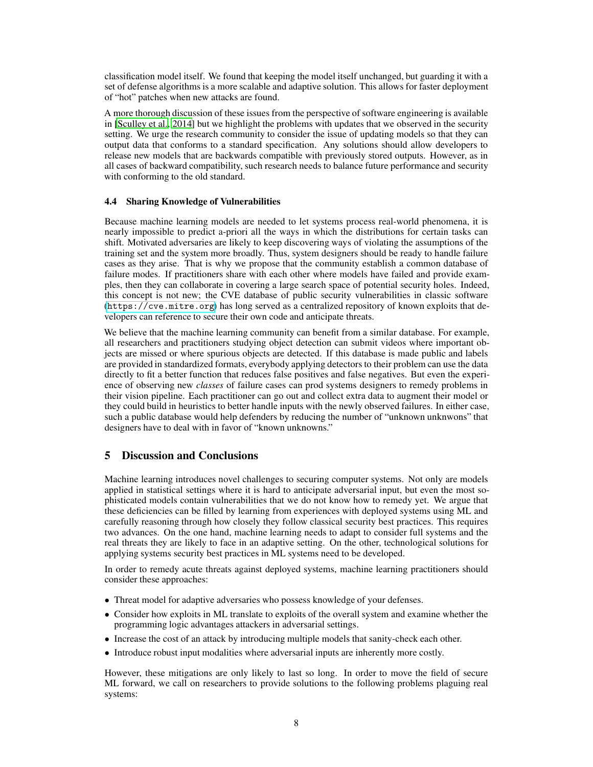classification model itself. We found that keeping the model itself unchanged, but guarding it with a set of defense algorithms is a more scalable and adaptive solution. This allows for faster deployment of "hot" patches when new attacks are found.

A more thorough discussion of these issues from the perspective of software engineering is available in [Sculley et al., 2014] but we highlight the problems with updates that we observed in the security setting. We urge the research community to consider the issue of updating models so that they can output data that conforms to a standard specification. Any solutions should allow developers to release new models that are backwards compatible with previously stored outputs. However, as in all cases of backward compatibility, such research needs to balance future performance and security with conforming to the old standard.

### 4.4 Sharing Knowledge of Vulnerabilities

Because machine learning models are needed to let systems process real-world phenomena, it is nearly impossible to predict a-priori all the ways in which the distributions for certain tasks can shift. Motivated adversaries are likely to keep discovering ways of violating the assumptions of the training set and the system more broadly. Thus, system designers should be ready to handle failure cases as they arise. That is why we propose that the community establish a common database of failure modes. If practitioners share with each other where models have failed and provide examples, then they can collaborate in covering a large search space of potential security holes. Indeed, this concept is not new; the CVE database of public security vulnerabilities in classic software (`https://cve.mitre.org`) has long served as a centralized repository of known exploits that developers can reference to secure their own code and anticipate threats.

We believe that the machine learning community can benefit from a similar database. For example, all researchers and practitioners studying object detection can submit videos where important objects are missed or where spurious objects are detected. If this database is made public and labels are provided in standardized formats, everybody applying detectors to their problem can use the data directly to fit a better function that reduces false positives and false negatives. But even the experience of observing new *classes* of failure cases can prod systems designers to remedy problems in their vision pipeline. Each practitioner can go out and collect extra data to augment their model or they could build in heuristics to better handle inputs with the newly observed failures. In either case, such a public database would help defenders by reducing the number of "unknown unknwons" that designers have to deal with in favor of "known unknowns."

## 5 Discussion and Conclusions

Machine learning introduces novel challenges to securing computer systems. Not only are models applied in statistical settings where it is hard to anticipate adversarial input, but even the most sophisticated models contain vulnerabilities that we do not know how to remedy yet. We argue that these deficiencies can be filled by learning from experiences with deployed systems using ML and carefully reasoning through how closely they follow classical security best practices. This requires two advances. On the one hand, machine learning needs to adapt to consider full systems and the real threats they are likely to face in an adaptive setting. On the other, technological solutions for applying systems security best practices in ML systems need to be developed.

In order to remedy acute threats against deployed systems, machine learning practitioners should consider these approaches:

- Threat model for adaptive adversaries who possess knowledge of your defenses.
- Consider how exploits in ML translate to exploits of the overall system and examine whether the programming logic advantages attackers in adversarial settings.
- Increase the cost of an attack by introducing multiple models that sanity-check each other.
- Introduce robust input modalities where adversarial inputs are inherently more costly.

However, these mitigations are only likely to last so long. In order to move the field of secure ML forward, we call on researchers to provide solutions to the following problems plaguing real systems: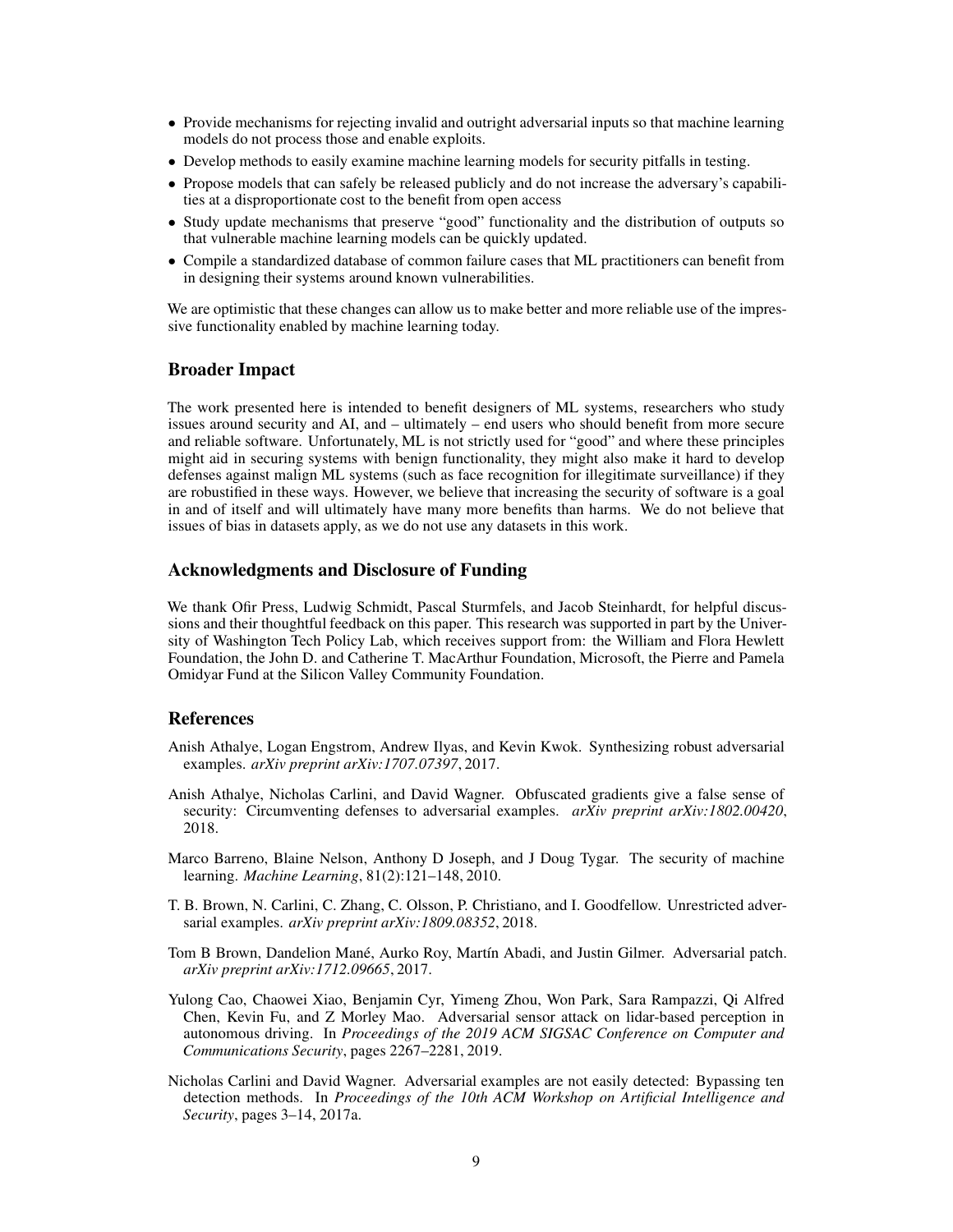- Provide mechanisms for rejecting invalid and outright adversarial inputs so that machine learning models do not process those and enable exploits.
- Develop methods to easily examine machine learning models for security pitfalls in testing.
- Propose models that can safely be released publicly and do not increase the adversary's capabilities at a disproportionate cost to the benefit from open access
- Study update mechanisms that preserve "good" functionality and the distribution of outputs so that vulnerable machine learning models can be quickly updated.
- Compile a standardized database of common failure cases that ML practitioners can benefit from in designing their systems around known vulnerabilities.

We are optimistic that these changes can allow us to make better and more reliable use of the impressive functionality enabled by machine learning today.

## Broader Impact

The work presented here is intended to benefit designers of ML systems, researchers who study issues around security and AI, and – ultimately – end users who should benefit from more secure and reliable software. Unfortunately, ML is not strictly used for "good" and where these principles might aid in securing systems with benign functionality, they might also make it hard to develop defenses against malign ML systems (such as face recognition for illegitimate surveillance) if they are robustified in these ways. However, we believe that increasing the security of software is a goal in and of itself and will ultimately have many more benefits than harms. We do not believe that issues of bias in datasets apply, as we do not use any datasets in this work.

## Acknowledgments and Disclosure of Funding

We thank Ofir Press, Ludwig Schmidt, Pascal Sturmfels, and Jacob Steinhardt, for helpful discussions and their thoughtful feedback on this paper. This research was supported in part by the University of Washington Tech Policy Lab, which receives support from: the William and Flora Hewlett Foundation, the John D. and Catherine T. MacArthur Foundation, Microsoft, the Pierre and Pamela Omidyar Fund at the Silicon Valley Community Foundation.

## References

Anish Athalye, Logan Engstrom, Andrew Ilyas, and Kevin Kwok. Synthesizing robust adversarial examples. *arXiv preprint arXiv:1707.07397*, 2017.

Anish Athalye, Nicholas Carlini, and David Wagner. Obfuscated gradients give a false sense of security: Circumventing defenses to adversarial examples. *arXiv preprint arXiv:1802.00420*, 2018.

Marco Barreno, Blaine Nelson, Anthony D Joseph, and J Doug Tygar. The security of machine learning. *Machine Learning*, 81(2):121–148, 2010.

T. B. Brown, N. Carlini, C. Zhang, C. Olsson, P. Christiano, and I. Goodfellow. Unrestricted adversarial examples. *arXiv preprint arXiv:1809.08352*, 2018.

Tom B Brown, Dandelion Mané, Aurko Roy, Martín Abadi, and Justin Gilmer. Adversarial patch. *arXiv preprint arXiv:1712.09665*, 2017.

Yulong Cao, Chaowei Xiao, Benjamin Cyr, Yimeng Zhou, Won Park, Sara Rampazzi, Qi Alfred Chen, Kevin Fu, and Z Morley Mao. Adversarial sensor attack on lidar-based perception in autonomous driving. In *Proceedings of the 2019 ACM SIGSAC Conference on Computer and Communications Security*, pages 2267–2281, 2019.

Nicholas Carlini and David Wagner. Adversarial examples are not easily detected: Bypassing ten detection methods. In *Proceedings of the 10th ACM Workshop on Artificial Intelligence and Security*, pages 3–14, 2017a.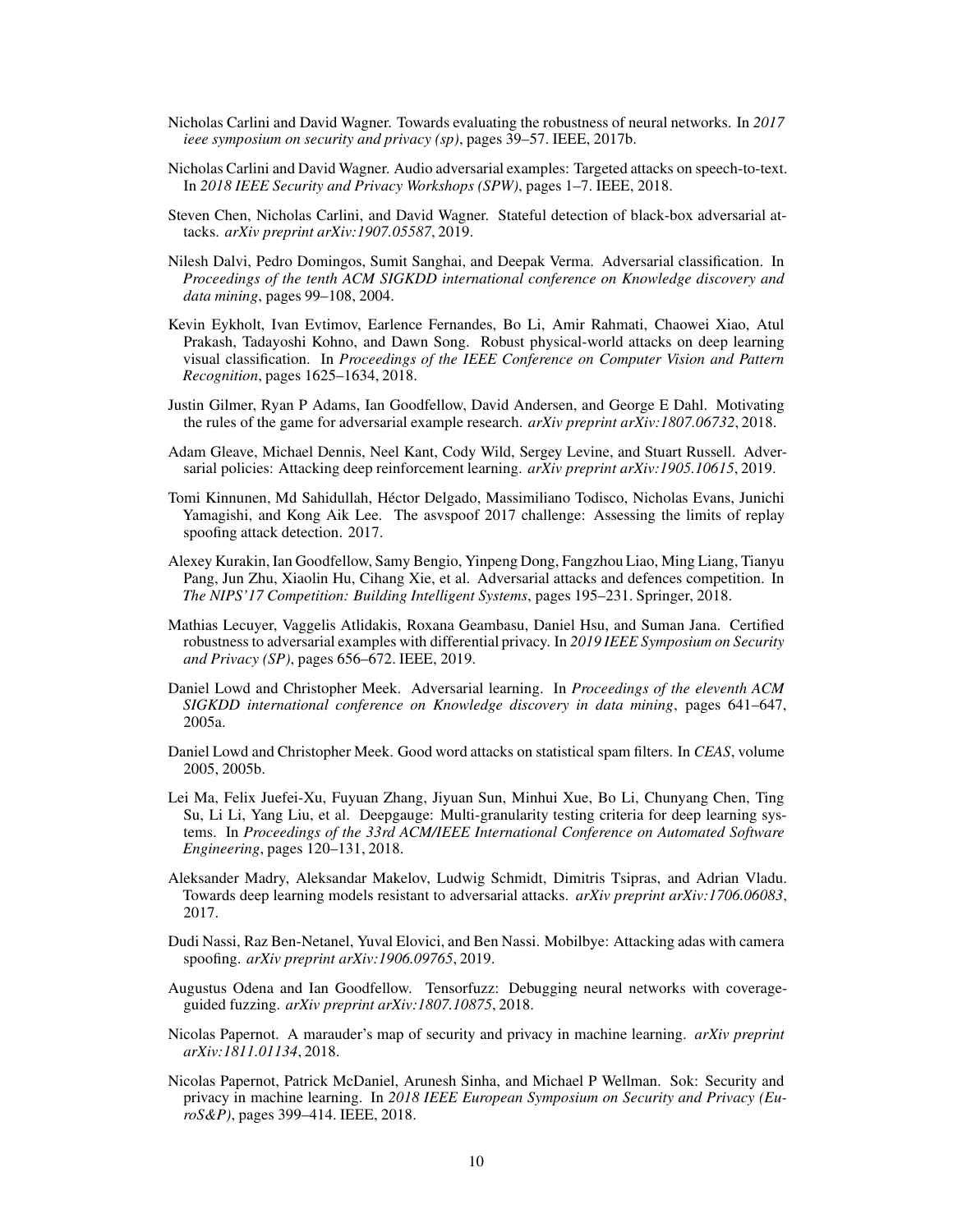Nicholas Carlini and David Wagner. Towards evaluating the robustness of neural networks. In *2017 ieee symposium on security and privacy (sp)*, pages 39–57. IEEE, 2017b.

Nicholas Carlini and David Wagner. Audio adversarial examples: Targeted attacks on speech-to-text. In *2018 IEEE Security and Privacy Workshops (SPW)*, pages 1–7. IEEE, 2018.

Steven Chen, Nicholas Carlini, and David Wagner. Stateful detection of black-box adversarial attacks. *arXiv preprint arXiv:1907.05587*, 2019.

Nilesh Dalvi, Pedro Domingos, Sumit Sanghai, and Deepak Verma. Adversarial classification. In *Proceedings of the tenth ACM SIGKDD international conference on Knowledge discovery and data mining*, pages 99–108, 2004.

Kevin Eykholt, Ivan Evtimov, Earlence Fernandes, Bo Li, Amir Rahmati, Chaowei Xiao, Atul Prakash, Tadayoshi Kohno, and Dawn Song. Robust physical-world attacks on deep learning visual classification. In *Proceedings of the IEEE Conference on Computer Vision and Pattern Recognition*, pages 1625–1634, 2018.

Justin Gilmer, Ryan P Adams, Ian Goodfellow, David Andersen, and George E Dahl. Motivating the rules of the game for adversarial example research. *arXiv preprint arXiv:1807.06732*, 2018.

Adam Gleave, Michael Dennis, Neel Kant, Cody Wild, Sergey Levine, and Stuart Russell. Adversarial policies: Attacking deep reinforcement learning. *arXiv preprint arXiv:1905.10615*, 2019.

Tomi Kinnunen, Md Sahidullah, Héctor Delgado, Massimiliano Todisco, Nicholas Evans, Junichi Yamagishi, and Kong Aik Lee. The asvspoof 2017 challenge: Assessing the limits of replay spoofing attack detection. 2017.

Alexey Kurakin, Ian Goodfellow, Samy Bengio, Yinpeng Dong, Fangzhou Liao, Ming Liang, Tianyu Pang, Jun Zhu, Xiaolin Hu, Cihang Xie, et al. Adversarial attacks and defences competition. In *The NIPS'17 Competition: Building Intelligent Systems*, pages 195–231. Springer, 2018.

Mathias Lecuyer, Vaggelis Atlidakis, Roxana Geambasu, Daniel Hsu, and Suman Jana. Certified robustness to adversarial examples with differential privacy. In *2019 IEEE Symposium on Security and Privacy (SP)*, pages 656–672. IEEE, 2019.

Daniel Lowd and Christopher Meek. Adversarial learning. In *Proceedings of the eleventh ACM SIGKDD international conference on Knowledge discovery in data mining*, pages 641–647, 2005a.

Daniel Lowd and Christopher Meek. Good word attacks on statistical spam filters. In *CEAS*, volume 2005, 2005b.

Lei Ma, Felix Juefei-Xu, Fuyuan Zhang, Jiyuan Sun, Minhui Xue, Bo Li, Chunyang Chen, Ting Su, Li Li, Yang Liu, et al. Deepgauge: Multi-granularity testing criteria for deep learning systems. In *Proceedings of the 33rd ACM/IEEE International Conference on Automated Software Engineering*, pages 120–131, 2018.

Aleksander Madry, Aleksandar Makelov, Ludwig Schmidt, Dimitris Tsipras, and Adrian Vladu. Towards deep learning models resistant to adversarial attacks. *arXiv preprint arXiv:1706.06083*, 2017.

Dudi Nassi, Raz Ben-Netanel, Yuval Elovici, and Ben Nassi. Mobilbye: Attacking adas with camera spoofing. *arXiv preprint arXiv:1906.09765*, 2019.

Augustus Odena and Ian Goodfellow. Tensorfuzz: Debugging neural networks with coverage-guided fuzzing. *arXiv preprint arXiv:1807.10875*, 2018.

Nicolas Papernot. A marauder's map of security and privacy in machine learning. *arXiv preprint arXiv:1811.01134*, 2018.

Nicolas Papernot, Patrick McDaniel, Arunesh Sinha, and Michael P Wellman. Sok: Security and privacy in machine learning. In *2018 IEEE European Symposium on Security and Privacy (EuroS&P)*, pages 399–414. IEEE, 2018.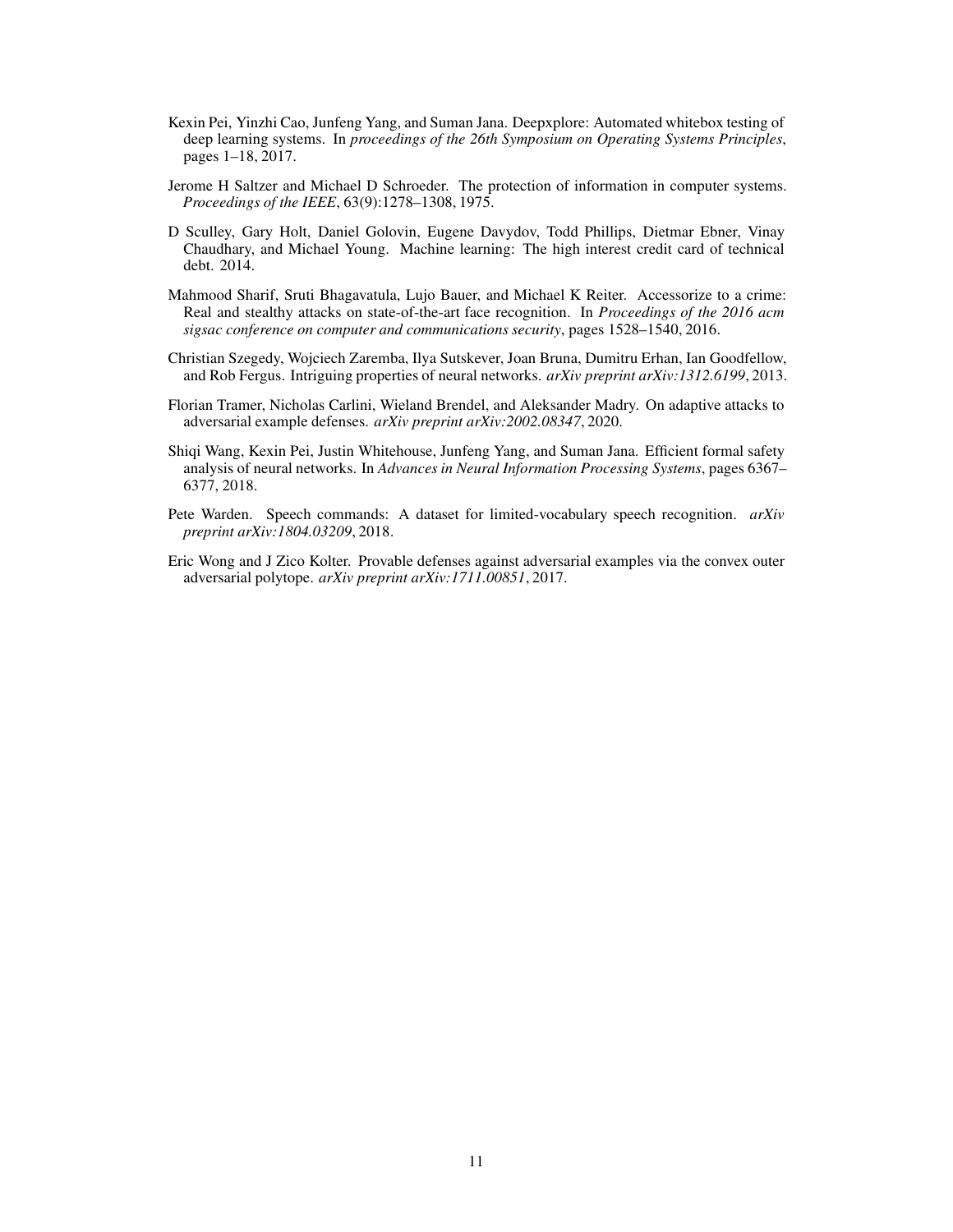Kexin Pei, Yinzhi Cao, Junfeng Yang, and Suman Jana. Deepxplore: Automated whitebox testing of deep learning systems. In *proceedings of the 26th Symposium on Operating Systems Principles*, pages 1–18, 2017.

Jerome H Saltzer and Michael D Schroeder. The protection of information in computer systems. *Proceedings of the IEEE*, 63(9):1278–1308, 1975.

D Sculley, Gary Holt, Daniel Golovin, Eugene Davydov, Todd Phillips, Dietmar Ebner, Vinay Chaudhary, and Michael Young. Machine learning: The high interest credit card of technical debt. 2014.

Mahmood Sharif, Sruti Bhagavatula, Lujo Bauer, and Michael K Reiter. Accessorize to a crime: Real and stealthy attacks on state-of-the-art face recognition. In *Proceedings of the 2016 acm sigsac conference on computer and communications security*, pages 1528–1540, 2016.

Christian Szegedy, Wojciech Zaremba, Ilya Sutskever, Joan Bruna, Dumitru Erhan, Ian Goodfellow, and Rob Fergus. Intriguing properties of neural networks. *arXiv preprint arXiv:1312.6199*, 2013.

Florian Tramer, Nicholas Carlini, Wieland Brendel, and Aleksander Madry. On adaptive attacks to adversarial example defenses. *arXiv preprint arXiv:2002.08347*, 2020.

Shiqi Wang, Kexin Pei, Justin Whitehouse, Junfeng Yang, and Suman Jana. Efficient formal safety analysis of neural networks. In *Advances in Neural Information Processing Systems*, pages 6367–6377, 2018.

Pete Warden. Speech commands: A dataset for limited-vocabulary speech recognition. *arXiv preprint arXiv:1804.03209*, 2018.

Eric Wong and J Zico Kolter. Provable defenses against adversarial examples via the convex outer adversarial polytope. *arXiv preprint arXiv:1711.00851*, 2017.